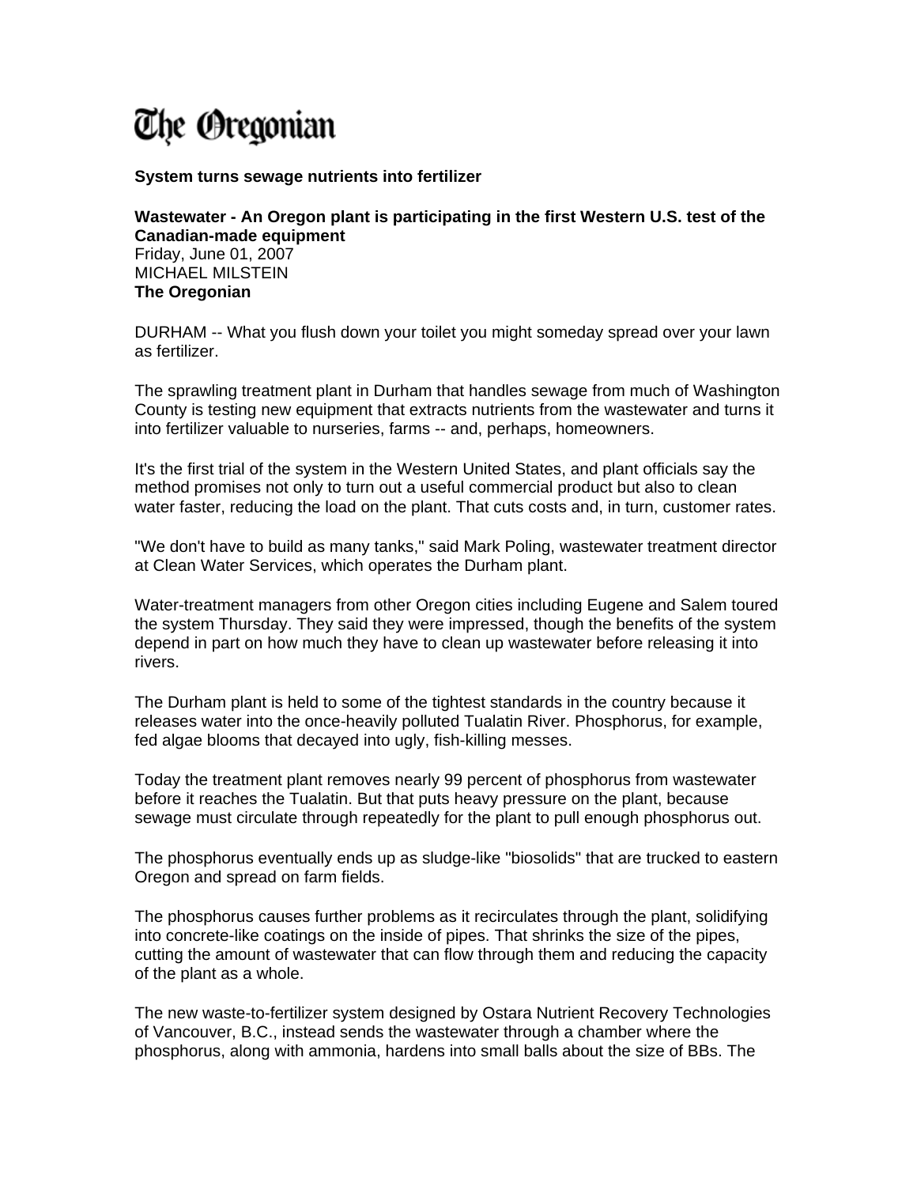# The Oregonian

**System turns sewage nutrients into fertilizer**

**Wastewater - An Oregon plant is participating in the first Western U.S. test of the Canadian-made equipment**
Friday, June 01, 2007
MICHAEL MILSTEIN
**The Oregonian**

DURHAM -- What you flush down your toilet you might someday spread over your lawn as fertilizer.

The sprawling treatment plant in Durham that handles sewage from much of Washington County is testing new equipment that extracts nutrients from the wastewater and turns it into fertilizer valuable to nurseries, farms -- and, perhaps, homeowners.

It's the first trial of the system in the Western United States, and plant officials say the method promises not only to turn out a useful commercial product but also to clean water faster, reducing the load on the plant. That cuts costs and, in turn, customer rates.

"We don't have to build as many tanks," said Mark Poling, wastewater treatment director at Clean Water Services, which operates the Durham plant.

Water-treatment managers from other Oregon cities including Eugene and Salem toured the system Thursday. They said they were impressed, though the benefits of the system depend in part on how much they have to clean up wastewater before releasing it into rivers.

The Durham plant is held to some of the tightest standards in the country because it releases water into the once-heavily polluted Tualatin River. Phosphorus, for example, fed algae blooms that decayed into ugly, fish-killing messes.

Today the treatment plant removes nearly 99 percent of phosphorus from wastewater before it reaches the Tualatin. But that puts heavy pressure on the plant, because sewage must circulate through repeatedly for the plant to pull enough phosphorus out.

The phosphorus eventually ends up as sludge-like "biosolids" that are trucked to eastern Oregon and spread on farm fields.

The phosphorus causes further problems as it recirculates through the plant, solidifying into concrete-like coatings on the inside of pipes. That shrinks the size of the pipes, cutting the amount of wastewater that can flow through them and reducing the capacity of the plant as a whole.

The new waste-to-fertilizer system designed by Ostara Nutrient Recovery Technologies of Vancouver, B.C., instead sends the wastewater through a chamber where the phosphorus, along with ammonia, hardens into small balls about the size of BBs. The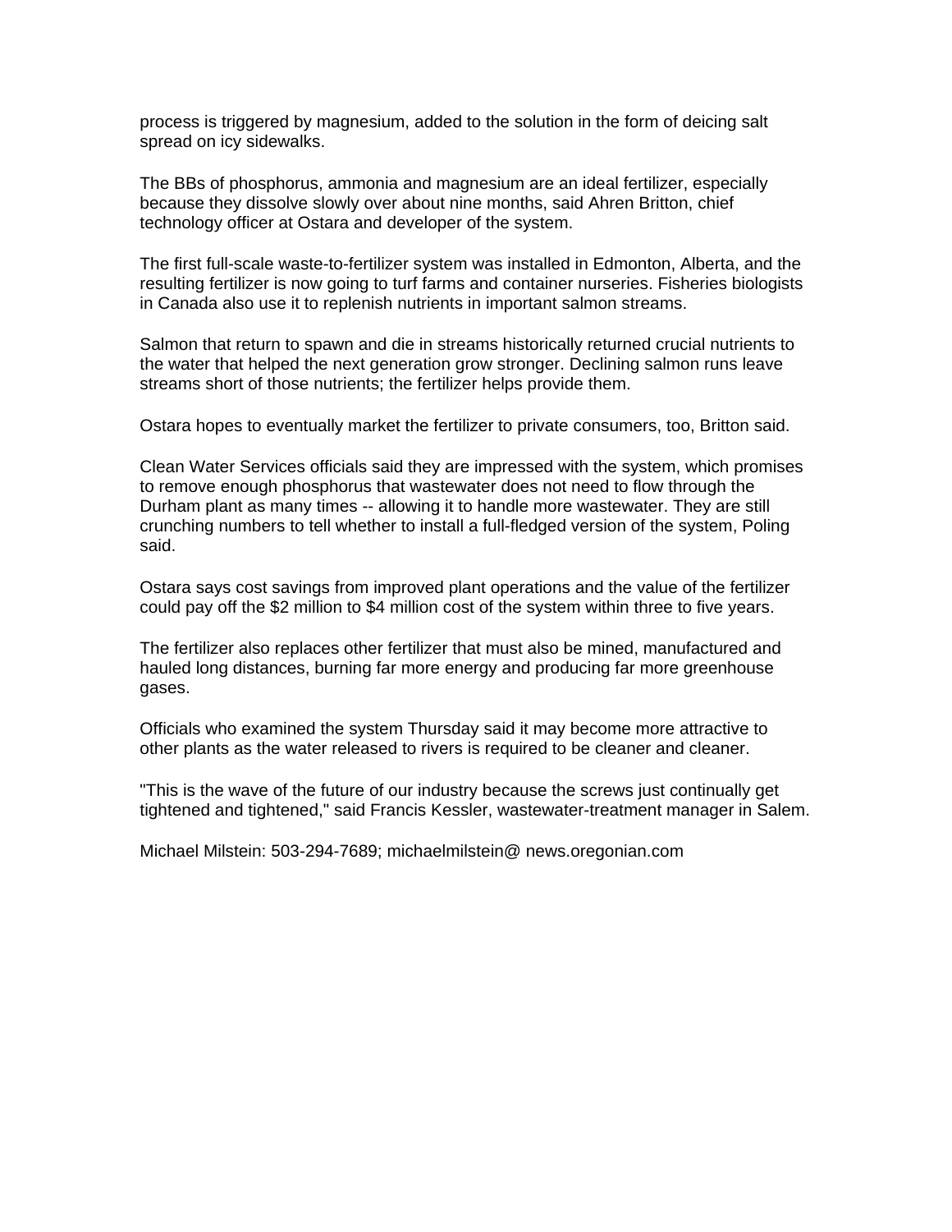process is triggered by magnesium, added to the solution in the form of deicing salt spread on icy sidewalks.

The BBs of phosphorus, ammonia and magnesium are an ideal fertilizer, especially because they dissolve slowly over about nine months, said Ahren Britton, chief technology officer at Ostara and developer of the system.

The first full-scale waste-to-fertilizer system was installed in Edmonton, Alberta, and the resulting fertilizer is now going to turf farms and container nurseries. Fisheries biologists in Canada also use it to replenish nutrients in important salmon streams.

Salmon that return to spawn and die in streams historically returned crucial nutrients to the water that helped the next generation grow stronger. Declining salmon runs leave streams short of those nutrients; the fertilizer helps provide them.

Ostara hopes to eventually market the fertilizer to private consumers, too, Britton said.

Clean Water Services officials said they are impressed with the system, which promises to remove enough phosphorus that wastewater does not need to flow through the Durham plant as many times -- allowing it to handle more wastewater. They are still crunching numbers to tell whether to install a full-fledged version of the system, Poling said.

Ostara says cost savings from improved plant operations and the value of the fertilizer could pay off the $2 million to $4 million cost of the system within three to five years.

The fertilizer also replaces other fertilizer that must also be mined, manufactured and hauled long distances, burning far more energy and producing far more greenhouse gases.

Officials who examined the system Thursday said it may become more attractive to other plants as the water released to rivers is required to be cleaner and cleaner.

"This is the wave of the future of our industry because the screws just continually get tightened and tightened," said Francis Kessler, wastewater-treatment manager in Salem.

Michael Milstein: 503-294-7689; michaelmilstein@ news.oregonian.com